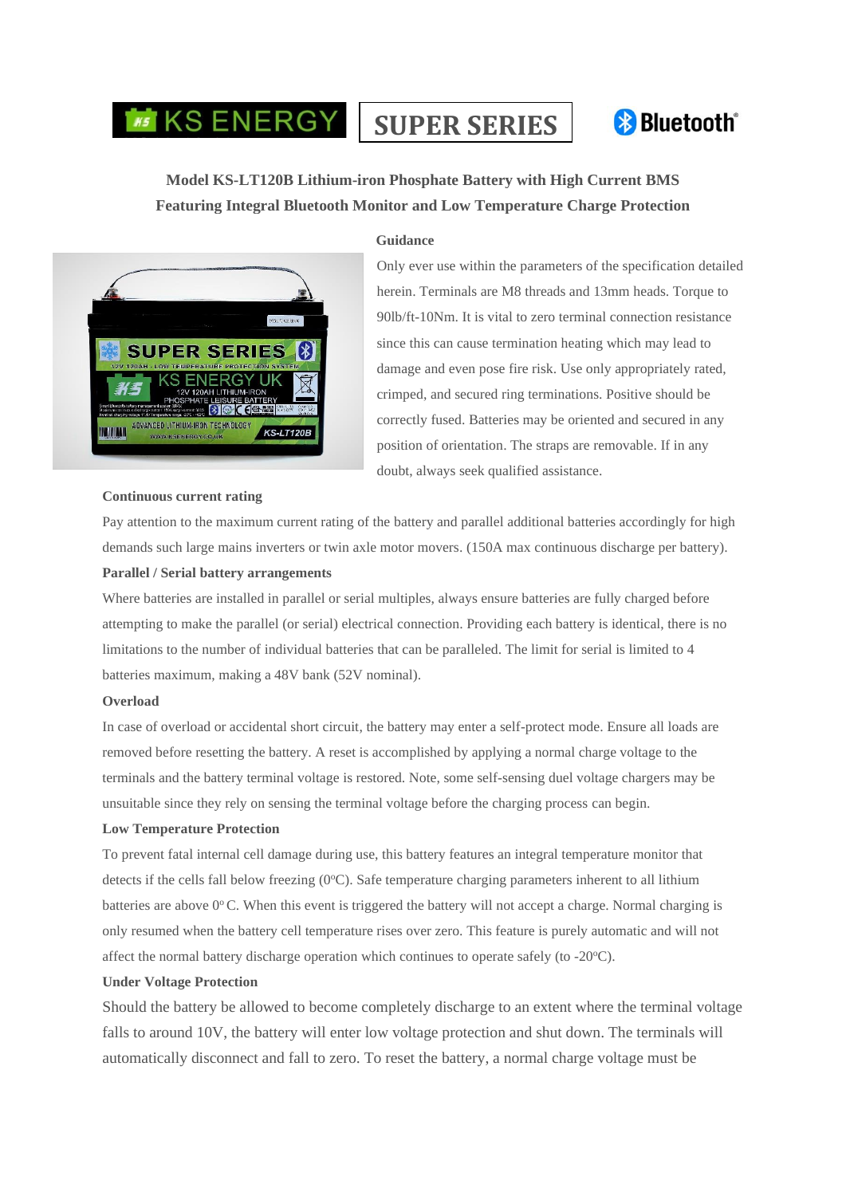KS ENERGY | SUPER SERIES | Bluetooth

## Model KS-LT120B Lithium-iron Phosphate Battery with High Current BMS Featuring Integral Bluetooth Monitor and Low Temperature Charge Protection

### Guidance

Only ever use within the parameters of the specification detailed herein. Terminals are M8 threads and 13mm heads. Torque to 90lb/ft-10Nm. It is vital to zero terminal connection resistance since this can cause termination heating which may lead to damage and even pose fire risk. Use only appropriately rated, crimped, and secured ring terminations. Positive should be correctly fused. Batteries may be oriented and secured in any position of orientation. The straps are removable. If in any doubt, always seek qualified assistance.

### Continuous current rating

Pay attention to the maximum current rating of the battery and parallel additional batteries accordingly for high demands such large mains inverters or twin axle motor movers. (150A max continuous discharge per battery).

### Parallel / Serial battery arrangements

Where batteries are installed in parallel or serial multiples, always ensure batteries are fully charged before attempting to make the parallel (or serial) electrical connection. Providing each battery is identical, there is no limitations to the number of individual batteries that can be paralleled. The limit for serial is limited to 4 batteries maximum, making a 48V bank (52V nominal).

### Overload

In case of overload or accidental short circuit, the battery may enter a self-protect mode. Ensure all loads are removed before resetting the battery. A reset is accomplished by applying a normal charge voltage to the terminals and the battery terminal voltage is restored. Note, some self-sensing duel voltage chargers may be unsuitable since they rely on sensing the terminal voltage before the charging process can begin.

### Low Temperature Protection

To prevent fatal internal cell damage during use, this battery features an integral temperature monitor that detects if the cells fall below freezing (0°C). Safe temperature charging parameters inherent to all lithium batteries are above 0° C. When this event is triggered the battery will not accept a charge. Normal charging is only resumed when the battery cell temperature rises over zero. This feature is purely automatic and will not affect the normal battery discharge operation which continues to operate safely (to -20°C).

### Under Voltage Protection

Should the battery be allowed to become completely discharge to an extent where the terminal voltage falls to around 10V, the battery will enter low voltage protection and shut down. The terminals will automatically disconnect and fall to zero. To reset the battery, a normal charge voltage must be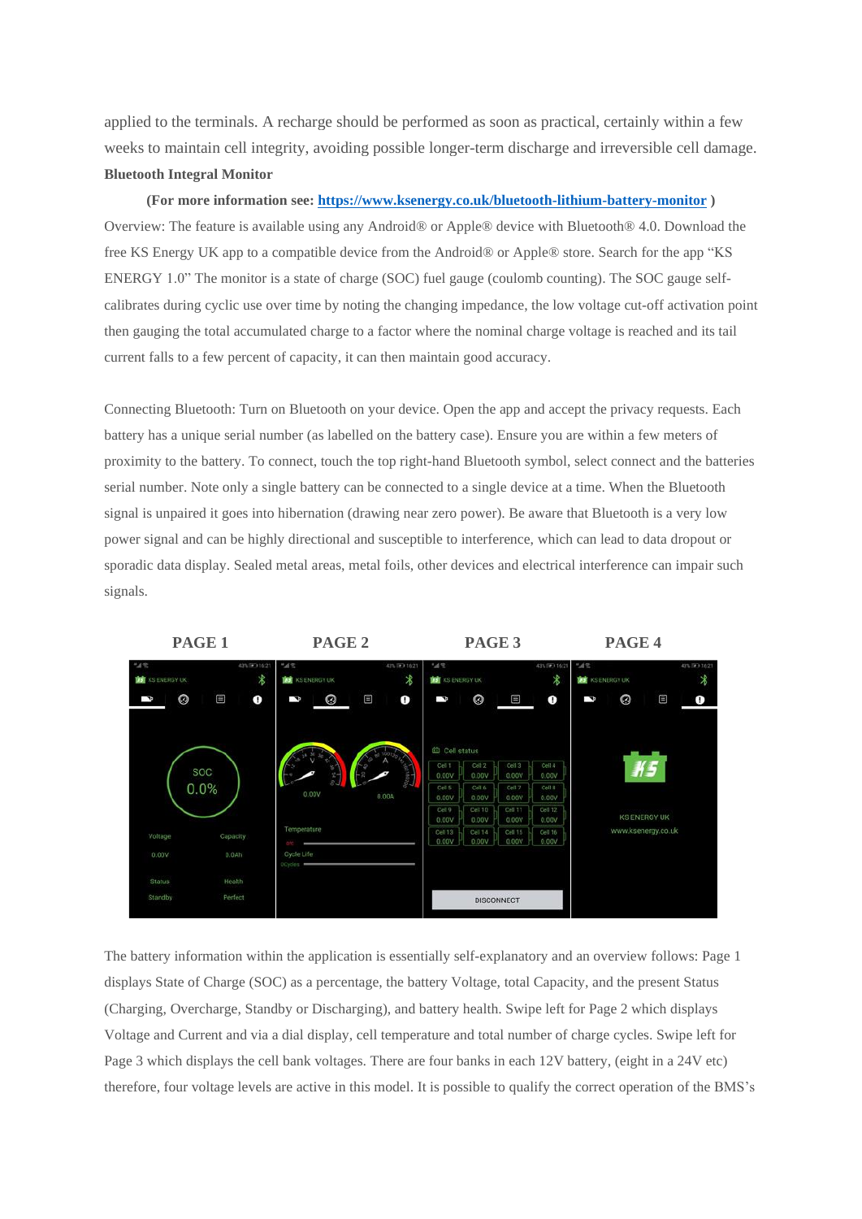applied to the terminals. A recharge should be performed as soon as practical, certainly within a few weeks to maintain cell integrity, avoiding possible longer-term discharge and irreversible cell damage.

**Bluetooth Integral Monitor**

**(For more information see: [https://www.ksenergy.co.uk/bluetooth-lithium-battery-monitor](https://www.ksenergy.co.uk/bluetooth-lithium-battery-monitor) )**

Overview: The feature is available using any Android® or Apple® device with Bluetooth® 4.0. Download the free KS Energy UK app to a compatible device from the Android® or Apple® store. Search for the app "KS ENERGY 1.0" The monitor is a state of charge (SOC) fuel gauge (coulomb counting). The SOC gauge self-calibrates during cyclic use over time by noting the changing impedance, the low voltage cut-off activation point then gauging the total accumulated charge to a factor where the nominal charge voltage is reached and its tail current falls to a few percent of capacity, it can then maintain good accuracy.

Connecting Bluetooth: Turn on Bluetooth on your device. Open the app and accept the privacy requests. Each battery has a unique serial number (as labelled on the battery case). Ensure you are within a few meters of proximity to the battery. To connect, touch the top right-hand Bluetooth symbol, select connect and the batteries serial number. Note only a single battery can be connected to a single device at a time. When the Bluetooth signal is unpaired it goes into hibernation (drawing near zero power). Be aware that Bluetooth is a very low power signal and can be highly directional and susceptible to interference, which can lead to data dropout or sporadic data display. Sealed metal areas, metal foils, other devices and electrical interference can impair such signals.

**PAGE 1** **PAGE 2** **PAGE 3** **PAGE 4**

The battery information within the application is essentially self-explanatory and an overview follows: Page 1 displays State of Charge (SOC) as a percentage, the battery Voltage, total Capacity, and the present Status (Charging, Overcharge, Standby or Discharging), and battery health. Swipe left for Page 2 which displays Voltage and Current and via a dial display, cell temperature and total number of charge cycles. Swipe left for Page 3 which displays the cell bank voltages. There are four banks in each 12V battery, (eight in a 24V etc) therefore, four voltage levels are active in this model. It is possible to qualify the correct operation of the BMS's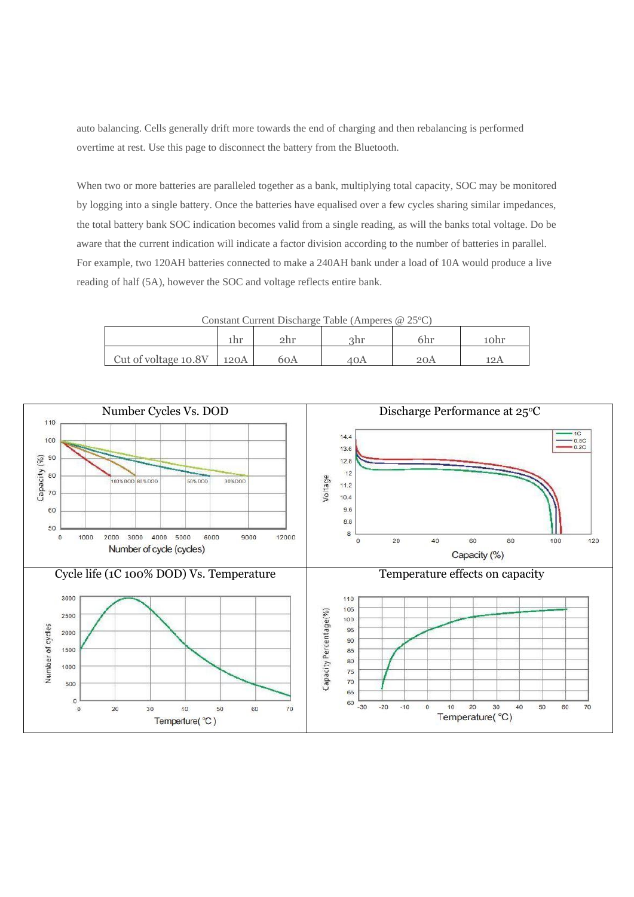auto balancing. Cells generally drift more towards the end of charging and then rebalancing is performed overtime at rest. Use this page to disconnect the battery from the Bluetooth.

When two or more batteries are paralleled together as a bank, multiplying total capacity, SOC may be monitored by logging into a single battery. Once the batteries have equalised over a few cycles sharing similar impedances, the total battery bank SOC indication becomes valid from a single reading, as will the banks total voltage. Do be aware that the current indication will indicate a factor division according to the number of batteries in parallel. For example, two 120AH batteries connected to make a 240AH bank under a load of 10A would produce a live reading of half (5A), however the SOC and voltage reflects entire bank.

Constant Current Discharge Table (Amperes @ 25ºC)

| | 1hr | 2hr | 3hr | 6hr | 10hr |
|---|---|---|---|---|---|
| Cut of voltage 10.8V | 120A | 60A | 40A | 20A | 12A |

Number Cycles Vs. DOD

Discharge Performance at 25ºC

Cycle life (1C 100% DOD) Vs. Temperature

Temperature effects on capacity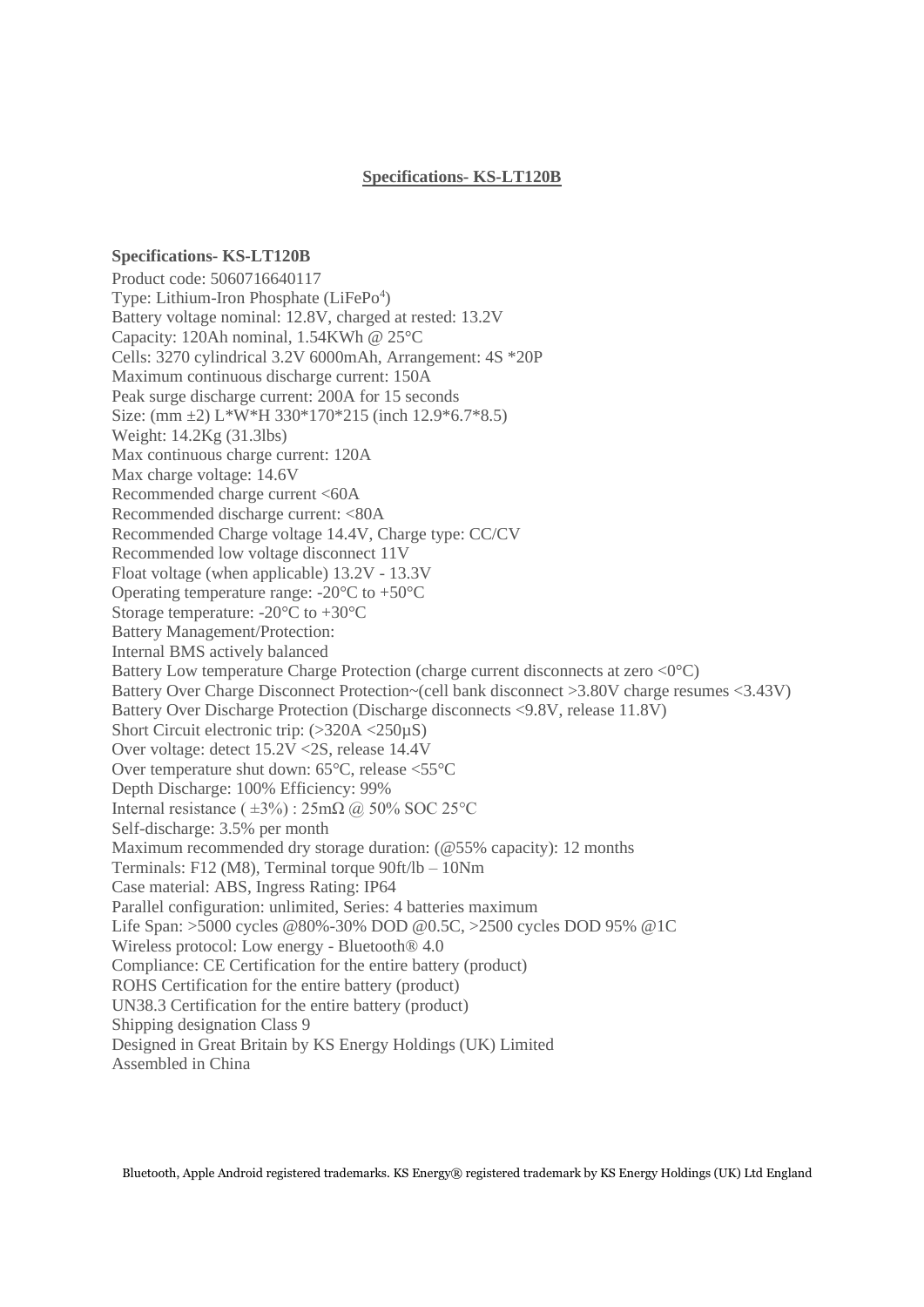# Specifications- KS-LT120B

**Specifications- KS-LT120B**

Product code: 5060716640117
Type: Lithium-Iron Phosphate ($LiFePo^4$)
Battery voltage nominal: 12.8V, charged at rested: 13.2V
Capacity: 120Ah nominal, 1.54KWh @ 25°C
Cells: 3270 cylindrical 3.2V 6000mAh, Arrangement: 4S *20P
Maximum continuous discharge current: 150A
Peak surge discharge current: 200A for 15 seconds
Size: (mm ±2) L*W*H 330*170*215 (inch 12.9*6.7*8.5)
Weight: 14.2Kg (31.3lbs)
Max continuous charge current: 120A
Max charge voltage: 14.6V
Recommended charge current <60A
Recommended discharge current: <80A
Recommended Charge voltage 14.4V, Charge type: CC/CV
Recommended low voltage disconnect 11V
Float voltage (when applicable) 13.2V - 13.3V
Operating temperature range: -20°C to +50°C
Storage temperature: -20°C to +30°C
Battery Management/Protection:
Internal BMS actively balanced
Battery Low temperature Charge Protection (charge current disconnects at zero <0°C)
Battery Over Charge Disconnect Protection~(cell bank disconnect >3.80V charge resumes <3.43V)
Battery Over Discharge Protection (Discharge disconnects <9.8V, release 11.8V)
Short Circuit electronic trip: (>320A <250µS)
Over voltage: detect 15.2V <2S, release 14.4V
Over temperature shut down: 65°C, release <55°C
Depth Discharge: 100% Efficiency: 99%
Internal resistance ( ±3%) : 25mΩ @ 50% SOC 25°C
Self-discharge: 3.5% per month
Maximum recommended dry storage duration: (@55% capacity): 12 months
Terminals: F12 (M8), Terminal torque 90ft/lb – 10Nm
Case material: ABS, Ingress Rating: IP64
Parallel configuration: unlimited, Series: 4 batteries maximum
Life Span: >5000 cycles @80%-30% DOD @0.5C, >2500 cycles DOD 95% @1C
Wireless protocol: Low energy - Bluetooth® 4.0
Compliance: CE Certification for the entire battery (product)
ROHS Certification for the entire battery (product)
UN38.3 Certification for the entire battery (product)
Shipping designation Class 9
Designed in Great Britain by KS Energy Holdings (UK) Limited
Assembled in China

Bluetooth, Apple Android registered trademarks. KS Energy® registered trademark by KS Energy Holdings (UK) Ltd England